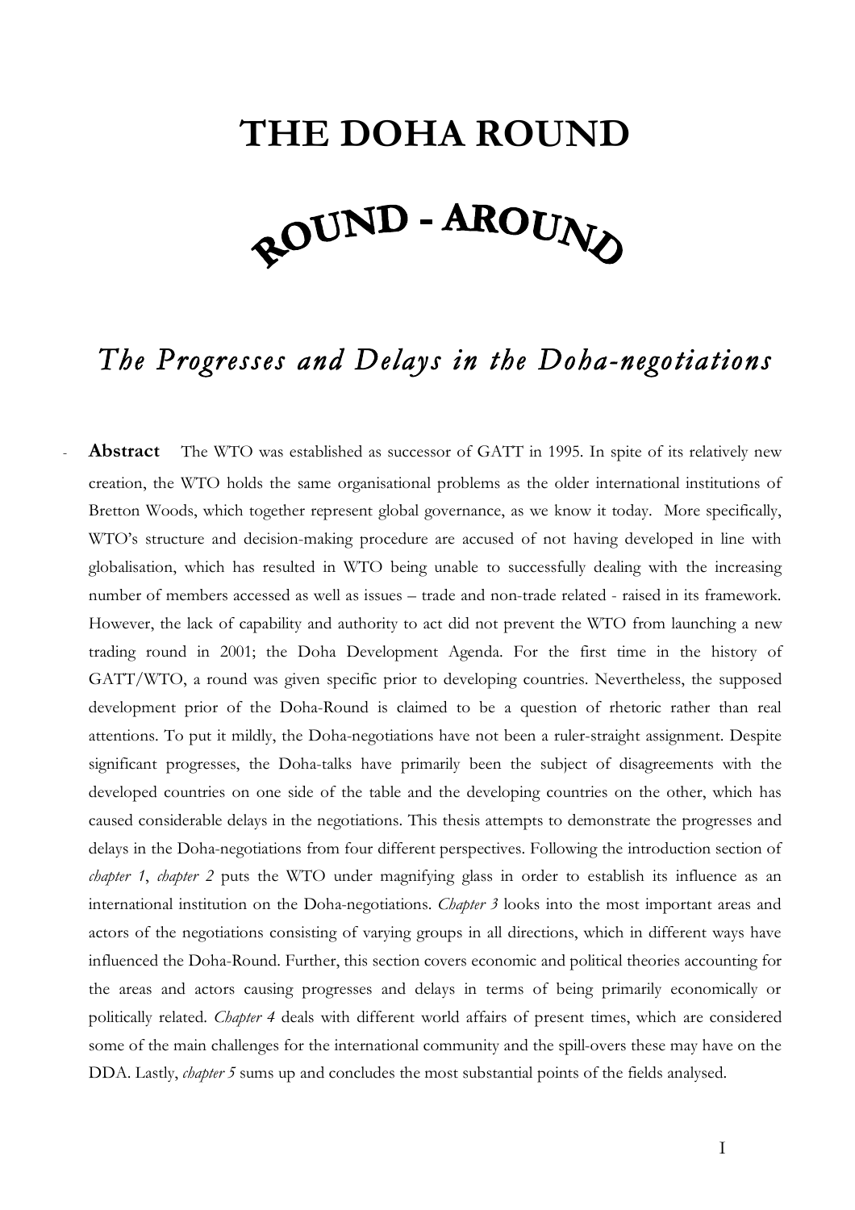# THE DOHA ROUND

## ROUND - AROUND

### *The Progresses and Delays in the Doha-negotiations*

- **Abstract** The WTO was established as successor of GATT in 1995. In spite of its relatively new creation, the WTO holds the same organisational problems as the older international institutions of Bretton Woods, which together represent global governance, as we know it today. More specifically, WTO's structure and decision-making procedure are accused of not having developed in line with globalisation, which has resulted in WTO being unable to successfully dealing with the increasing number of members accessed as well as issues – trade and non-trade related - raised in its framework. However, the lack of capability and authority to act did not prevent the WTO from launching a new trading round in 2001; the Doha Development Agenda. For the first time in the history of GATT/WTO, a round was given specific prior to developing countries. Nevertheless, the supposed development prior of the Doha-Round is claimed to be a question of rhetoric rather than real attentions. To put it mildly, the Doha-negotiations have not been a ruler-straight assignment. Despite significant progresses, the Doha-talks have primarily been the subject of disagreements with the developed countries on one side of the table and the developing countries on the other, which has caused considerable delays in the negotiations. This thesis attempts to demonstrate the progresses and delays in the Doha-negotiations from four different perspectives. Following the introduction section of *chapter 1*, *chapter 2* puts the WTO under magnifying glass in order to establish its influence as an international institution on the Doha-negotiations. *Chapter 3* looks into the most important areas and actors of the negotiations consisting of varying groups in all directions, which in different ways have influenced the Doha-Round. Further, this section covers economic and political theories accounting for the areas and actors causing progresses and delays in terms of being primarily economically or politically related. *Chapter 4* deals with different world affairs of present times, which are considered some of the main challenges for the international community and the spill-overs these may have on the DDA. Lastly, *chapter 5* sums up and concludes the most substantial points of the fields analysed.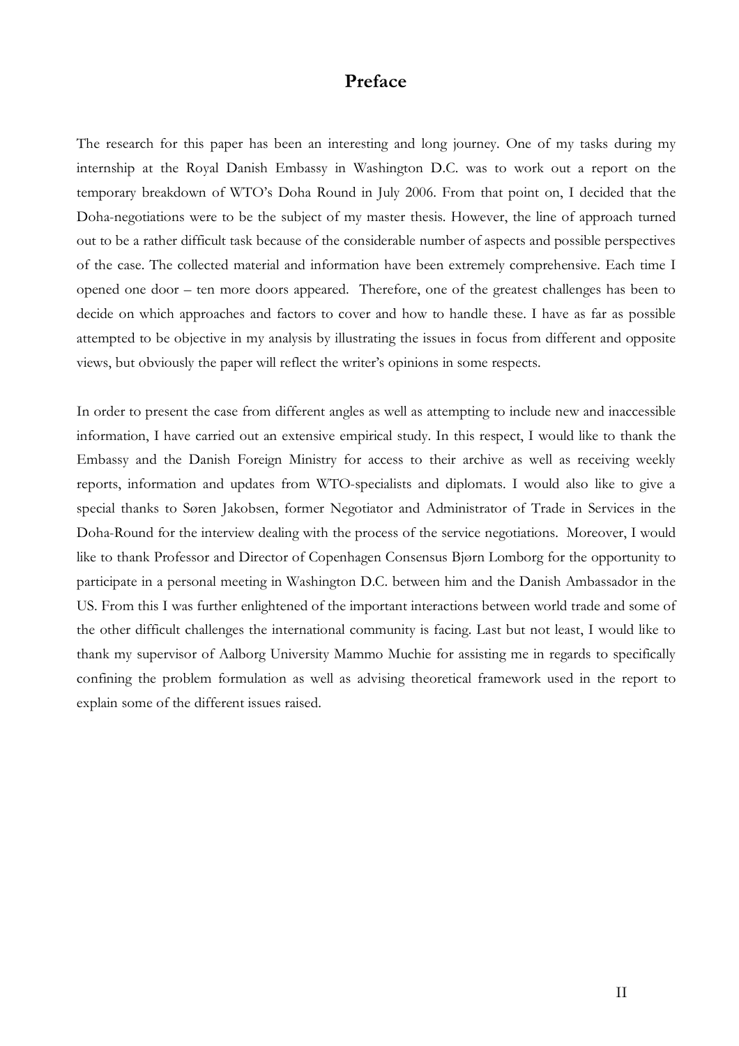# Preface

The research for this paper has been an interesting and long journey. One of my tasks during my internship at the Royal Danish Embassy in Washington D.C. was to work out a report on the temporary breakdown of WTO's Doha Round in July 2006. From that point on, I decided that the Doha-negotiations were to be the subject of my master thesis. However, the line of approach turned out to be a rather difficult task because of the considerable number of aspects and possible perspectives of the case. The collected material and information have been extremely comprehensive. Each time I opened one door – ten more doors appeared. Therefore, one of the greatest challenges has been to decide on which approaches and factors to cover and how to handle these. I have as far as possible attempted to be objective in my analysis by illustrating the issues in focus from different and opposite views, but obviously the paper will reflect the writer's opinions in some respects.

In order to present the case from different angles as well as attempting to include new and inaccessible information, I have carried out an extensive empirical study. In this respect, I would like to thank the Embassy and the Danish Foreign Ministry for access to their archive as well as receiving weekly reports, information and updates from WTO-specialists and diplomats. I would also like to give a special thanks to Søren Jakobsen, former Negotiator and Administrator of Trade in Services in the Doha-Round for the interview dealing with the process of the service negotiations. Moreover, I would like to thank Professor and Director of Copenhagen Consensus Bjørn Lomborg for the opportunity to participate in a personal meeting in Washington D.C. between him and the Danish Ambassador in the US. From this I was further enlightened of the important interactions between world trade and some of the other difficult challenges the international community is facing. Last but not least, I would like to thank my supervisor of Aalborg University Mammo Muchie for assisting me in regards to specifically confining the problem formulation as well as advising theoretical framework used in the report to explain some of the different issues raised.